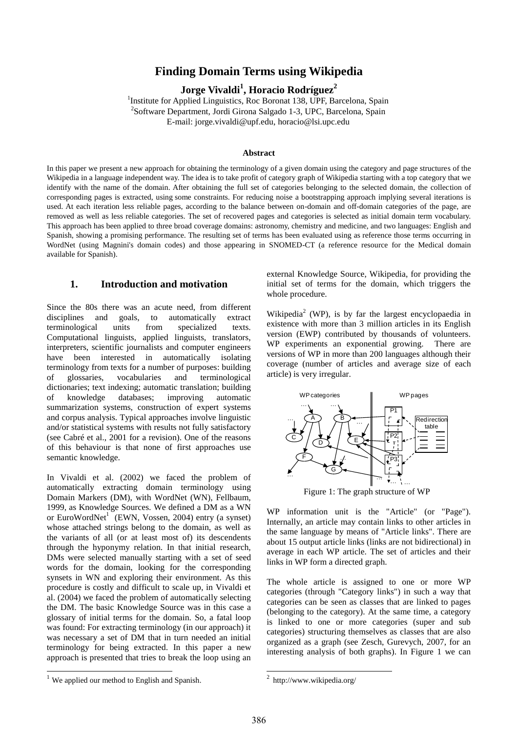# Finding Domain Terms using Wikipedia

**Jorge Vivaldi[1], Horacio Rodríguez[2]**

[1]Institute for Applied Linguistics, Roc Boronat 138, UPF, Barcelona, Spain
[2]Software Department, Jordi Girona Salgado 1-3, UPC, Barcelona, Spain
E-mail: jorge.vivaldi@upf.edu, horacio@lsi.upc.edu

### Abstract

In this paper we present a new approach for obtaining the terminology of a given domain using the category and page structures of the Wikipedia in a language independent way. The idea is to take profit of category graph of Wikipedia starting with a top category that we identify with the name of the domain. After obtaining the full set of categories belonging to the selected domain, the collection of corresponding pages is extracted, using some constraints. For reducing noise a bootstrapping approach implying several iterations is used. At each iteration less reliable pages, according to the balance between on-domain and off-domain categories of the page, are removed as well as less reliable categories. The set of recovered pages and categories is selected as initial domain term vocabulary. This approach has been applied to three broad coverage domains: astronomy, chemistry and medicine, and two languages: English and Spanish, showing a promising performance. The resulting set of terms has been evaluated using as reference those terms occurring in WordNet (using Magnini's domain codes) and those appearing in SNOMED-CT (a reference resource for the Medical domain available for Spanish).

## 1. Introduction and motivation

Since the 80s there was an acute need, from different disciplines and goals, to automatically extract terminological units from specialized texts. Computational linguists, applied linguists, translators, interpreters, scientific journalists and computer engineers have been interested in automatically isolating terminology from texts for a number of purposes: building of glossaries, vocabularies and terminological dictionaries; text indexing; automatic translation; building of knowledge databases; improving automatic summarization systems, construction of expert systems and corpus analysis. Typical approaches involve linguistic and/or statistical systems with results not fully satisfactory (see Cabré et al., 2001 for a revision). One of the reasons of this behaviour is that none of first approaches use semantic knowledge.

In Vivaldi et al. (2002) we faced the problem of automatically extracting domain terminology using Domain Markers (DM), with WordNet (WN), Fellbaum, 1999, as Knowledge Sources. We defined a DM as a WN or EuroWordNet[1] (EWN, Vossen, 2004) entry (a synset) whose attached strings belong to the domain, as well as the variants of all (or at least most of) its descendents through the hyponymy relation. In that initial research, DMs were selected manually starting with a set of seed words for the domain, looking for the corresponding synsets in WN and exploring their environment. As this procedure is costly and difficult to scale up, in Vivaldi et al. (2004) we faced the problem of automatically selecting the DM. The basic Knowledge Source was in this case a glossary of initial terms for the domain. So, a fatal loop was found: For extracting terminology (in our approach) it was necessary a set of DM that in turn needed an initial terminology for being extracted. In this paper a new approach is presented that tries to break the loop using an external Knowledge Source, Wikipedia, for providing the initial set of terms for the domain, which triggers the whole procedure.

Wikipedia[2] (WP), is by far the largest encyclopaedia in existence with more than 3 million articles in its English version (EWP) contributed by thousands of volunteers. WP experiments an exponential growing. There are versions of WP in more than 200 languages although their coverage (number of articles and average size of each article) is very irregular.

Figure 1: The graph structure of WP

WP information unit is the "Article" (or "Page"). Internally, an article may contain links to other articles in the same language by means of "Article links". There are about 15 output article links (links are not bidirectional) in average in each WP article. The set of articles and their links in WP form a directed graph.

The whole article is assigned to one or more WP categories (through "Category links") in such a way that categories can be seen as classes that are linked to pages (belonging to the category). At the same time, a category is linked to one or more categories (super and sub categories) structuring themselves as classes that are also organized as a graph (see Zesch, Gurevych, 2007, for an interesting analysis of both graphs). In Figure 1 we can

[1] We applied our method to English and Spanish.

[2] http://www.wikipedia.org/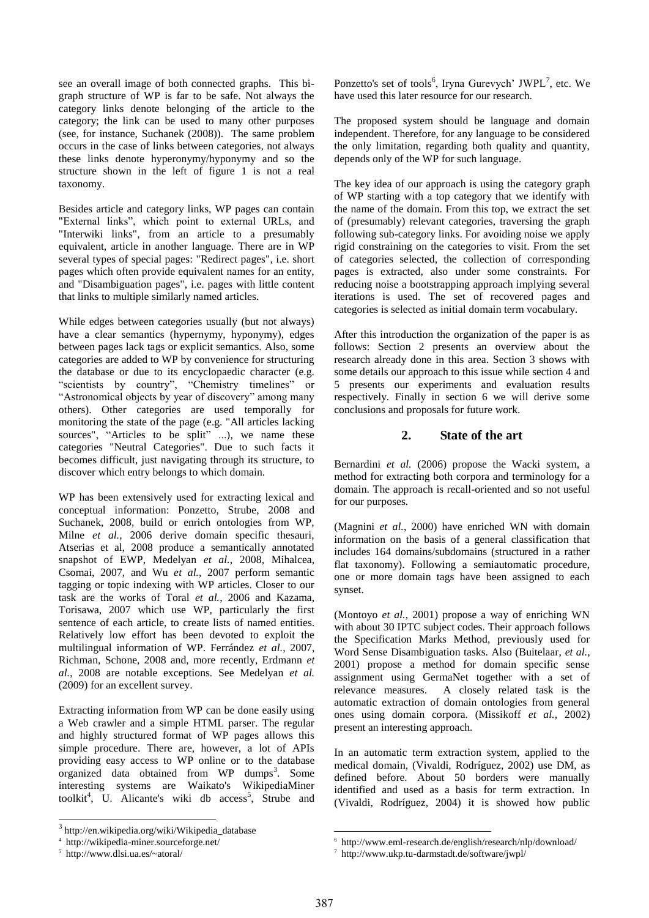see an overall image of both connected graphs. This bi-graph structure of WP is far to be safe. Not always the category links denote belonging of the article to the category; the link can be used to many other purposes (see, for instance, Suchanek (2008)). The same problem occurs in the case of links between categories, not always these links denote hyperonymy/hyponymy and so the structure shown in the left of figure 1 is not a real taxonomy.

Besides article and category links, WP pages can contain "External links", which point to external URLs, and "Interwiki links", from an article to a presumably equivalent, article in another language. There are in WP several types of special pages: "Redirect pages", i.e. short pages which often provide equivalent names for an entity, and "Disambiguation pages", i.e. pages with little content that links to multiple similarly named articles.

While edges between categories usually (but not always) have a clear semantics (hypernymy, hyponymy), edges between pages lack tags or explicit semantics. Also, some categories are added to WP by convenience for structuring the database or due to its encyclopaedic character (e.g. "scientists by country", "Chemistry timelines" or "Astronomical objects by year of discovery" among many others). Other categories are used temporally for monitoring the state of the page (e.g. "All articles lacking sources", "Articles to be split" ...), we name these categories "Neutral Categories". Due to such facts it becomes difficult, just navigating through its structure, to discover which entry belongs to which domain.

WP has been extensively used for extracting lexical and conceptual information: Ponzetto, Strube, 2008 and Suchanek, 2008, build or enrich ontologies from WP, Milne *et al.*, 2006 derive domain specific thesauri, Atserias et al, 2008 produce a semantically annotated snapshot of EWP, Medelyan *et al.*, 2008, Mihalcea, Csomai, 2007, and Wu *et al.*, 2007 perform semantic tagging or topic indexing with WP articles. Closer to our task are the works of Toral *et al.*, 2006 and Kazama, Torisawa, 2007 which use WP, particularly the first sentence of each article, to create lists of named entities. Relatively low effort has been devoted to exploit the multilingual information of WP. Ferrández *et al.*, 2007, Richman, Schone, 2008 and, more recently, Erdmann *et al.*, 2008 are notable exceptions. See Medelyan *et al.* (2009) for an excellent survey.

Extracting information from WP can be done easily using a Web crawler and a simple HTML parser. The regular and highly structured format of WP pages allows this simple procedure. There are, however, a lot of APIs providing easy access to WP online or to the database organized data obtained from WP dumps[3]. Some interesting systems are Waikato's WikipediaMiner toolkit[4], U. Alicante's wiki db access[5], Strube and Ponzetto's set of tools[6], Iryna Gurevych' JWPL[7], etc. We have used this later resource for our research.

The proposed system should be language and domain independent. Therefore, for any language to be considered the only limitation, regarding both quality and quantity, depends only of the WP for such language.

The key idea of our approach is using the category graph of WP starting with a top category that we identify with the name of the domain. From this top, we extract the set of (presumably) relevant categories, traversing the graph following sub-category links. For avoiding noise we apply rigid constraining on the categories to visit. From the set of categories selected, the collection of corresponding pages is extracted, also under some constraints. For reducing noise a bootstrapping approach implying several iterations is used. The set of recovered pages and categories is selected as initial domain term vocabulary.

After this introduction the organization of the paper is as follows: Section 2 presents an overview about the research already done in this area. Section 3 shows with some details our approach to this issue while section 4 and 5 presents our experiments and evaluation results respectively. Finally in section 6 we will derive some conclusions and proposals for future work.

## 2. State of the art

Bernardini *et al.* (2006) propose the Wacki system, a method for extracting both corpora and terminology for a domain. The approach is recall-oriented and so not useful for our purposes.

(Magnini *et al.*, 2000) have enriched WN with domain information on the basis of a general classification that includes 164 domains/subdomains (structured in a rather flat taxonomy). Following a semiautomatic procedure, one or more domain tags have been assigned to each synset.

(Montoyo *et al.*, 2001) propose a way of enriching WN with about 30 IPTC subject codes. Their approach follows the Specification Marks Method, previously used for Word Sense Disambiguation tasks. Also (Buitelaar, *et al.*, 2001) propose a method for domain specific sense assignment using GermaNet together with a set of relevance measures. A closely related task is the automatic extraction of domain ontologies from general ones using domain corpora. (Missikoff *et al.*, 2002) present an interesting approach.

In an automatic term extraction system, applied to the medical domain, (Vivaldi, Rodríguez, 2002) use DM, as defined before. About 50 borders were manually identified and used as a basis for term extraction. In (Vivaldi, Rodríguez, 2004) it is showed how public

[3] http://en.wikipedia.org/wiki/Wikipedia_database

[4] http://wikipedia-miner.sourceforge.net/

[5] http://www.dlsi.ua.es/~atoral/

[6] http://www.eml-research.de/english/research/nlp/download/

[7] http://www.ukp.tu-darmstadt.de/software/jwpl/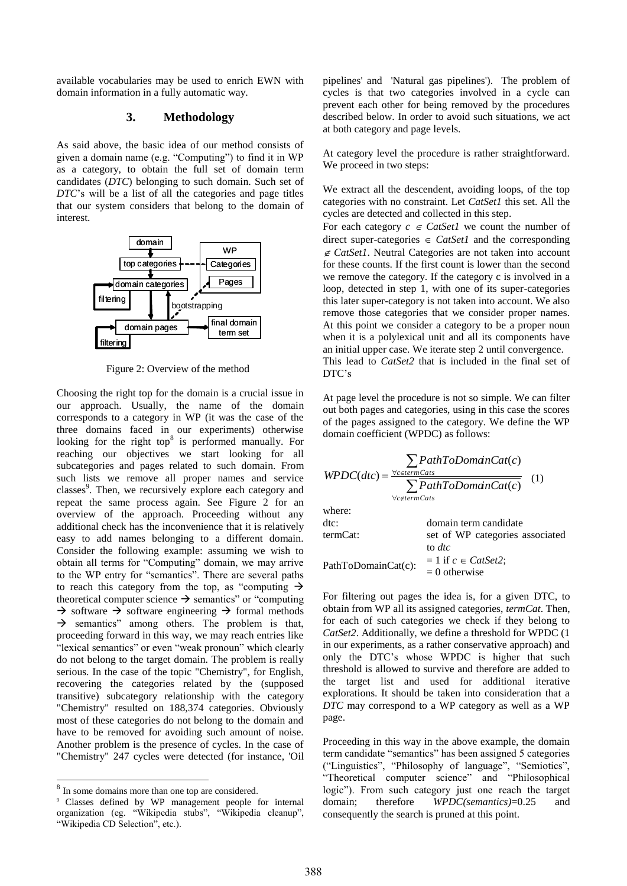available vocabularies may be used to enrich EWN with domain information in a fully automatic way.

## 3. Methodology

As said above, the basic idea of our method consists of given a domain name (e.g. "Computing") to find it in WP as a category, to obtain the full set of domain term candidates (*DTC*) belonging to such domain. Such set of *DTC*'s will be a list of all the categories and page titles that our system considers that belong to the domain of interest.

Figure 2: Overview of the method

Choosing the right top for the domain is a crucial issue in our approach. Usually, the name of the domain corresponds to a category in WP (it was the case of the three domains faced in our experiments) otherwise looking for the right top[8] is performed manually. For reaching our objectives we start looking for all subcategories and pages related to such domain. From such lists we remove all proper names and service classes[9]. Then, we recursively explore each category and repeat the same process again. See Figure 2 for an overview of the approach. Proceeding without any additional check has the inconvenience that it is relatively easy to add names belonging to a different domain. Consider the following example: assuming we wish to obtain all terms for "Computing" domain, we may arrive to the WP entry for "semantics". There are several paths to reach this category from the top, as "computing → theoretical computer science → semantics" or "computing → software → software engineering → formal methods → semantics" among others. The problem is that, proceeding forward in this way, we may reach entries like "lexical semantics" or even "weak pronoun" which clearly do not belong to the target domain. The problem is really serious. In the case of the topic "Chemistry", for English, recovering the categories related by the (supposed transitive) subcategory relationship with the category "Chemistry" resulted on 188,374 categories. Obviously most of these categories do not belong to the domain and have to be removed for avoiding such amount of noise. Another problem is the presence of cycles. In the case of "Chemistry" 247 cycles were detected (for instance, 'Oil pipelines' and 'Natural gas pipelines'). The problem of cycles is that two categories involved in a cycle can prevent each other for being removed by the procedures described below. In order to avoid such situations, we act at both category and page levels.

At category level the procedure is rather straightforward. We proceed in two steps:

We extract all the descendent, avoiding loops, of the top categories with no constraint. Let *CatSet1* this set. All the cycles are detected and collected in this step.

For each category $c \in CatSet1$ we count the number of direct super-categories $\in CatSet1$ and the corresponding $\notin CatSet1$. Neutral Categories are not taken into account for these counts. If the first count is lower than the second we remove the category. If the category c is involved in a loop, detected in step 1, with one of its super-categories this later super-category is not taken into account. We also remove those categories that we consider proper names. At this point we consider a category to be a proper noun when it is a polylexical unit and all its components have an initial upper case. We iterate step 2 until convergence.

This lead to *CatSet2* that is included in the final set of DTC's

At page level the procedure is not so simple. We can filter out both pages and categories, using in this case the scores of the pages assigned to the category. We define the WP domain coefficient (WPDC) as follows:

$$WPDC(dtc) = \frac{\sum_{\forall c \in termCats} PathToDomainCat(c)}{\sum_{\forall c \notin termCats} PathToDomainCat(c)} \quad (1)$$

where:

| | |
|---|---|
| dtc: | domain term candidate |
| termCat: | set of WP categories associated to *dtc* |
| PathToDomainCat(c): | $= 1$ if $c \in CatSet2$; $= 0$ otherwise |

For filtering out pages the idea is, for a given DTC, to obtain from WP all its assigned categories, *termCat*. Then, for each of such categories we check if they belong to *CatSet2*. Additionally, we define a threshold for WPDC (1 in our experiments, as a rather conservative approach) and only the DTC's whose WPDC is higher that such threshold is allowed to survive and therefore are added to the target list and used for additional iterative explorations. It should be taken into consideration that a *DTC* may correspond to a WP category as well as a WP page.

Proceeding in this way in the above example, the domain term candidate "semantics" has been assigned 5 categories ("Linguistics", "Philosophy of language", "Semiotics", "Theoretical computer science" and "Philosophical logic"). From such category just one reach the target domain; therefore *WPDC(semantics)*=0.25 and consequently the search is pruned at this point.

---

[8] In some domains more than one top are considered.

[9] Classes defined by WP management people for internal organization (eg. "Wikipedia stubs", "Wikipedia cleanup", "Wikipedia CD Selection", etc.).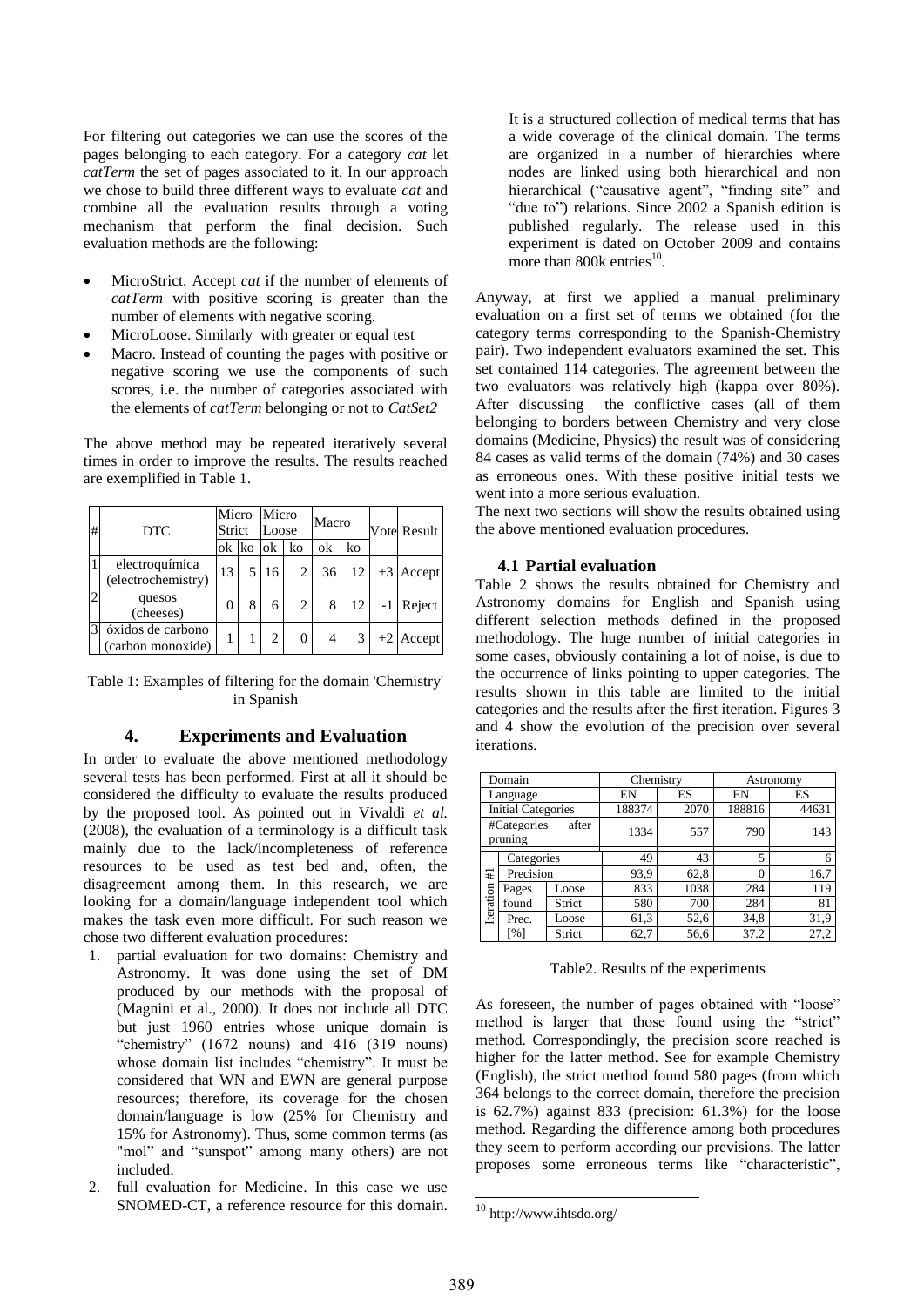For filtering out categories we can use the scores of the pages belonging to each category. For a category *cat* let *catTerm* the set of pages associated to it. In our approach we chose to build three different ways to evaluate *cat* and combine all the evaluation results through a voting mechanism that perform the final decision. Such evaluation methods are the following:

- MicroStrict. Accept *cat* if the number of elements of *catTerm* with positive scoring is greater than the number of elements with negative scoring.
- MicroLoose. Similarly with greater or equal test
- Macro. Instead of counting the pages with positive or negative scoring we use the components of such scores, i.e. the number of categories associated with the elements of *catTerm* belonging or not to *CatSet2*

The above method may be repeated iteratively several times in order to improve the results. The results reached are exemplified in Table 1.

| # | DTC | Micro Strict | | Micro Loose | | Macro | | Vote | Result |
|---|---|---|---|---|---|---|---|---|---|
| | | ok | ko | ok | ko | ok | ko | | |
| 1 | electroquímica (electrochemistry) | 13 | 5 | 16 | 2 | 36 | 12 | +3 | Accept |
| 2 | quesos (cheeses) | 0 | 8 | 6 | 2 | 8 | 12 | -1 | Reject |
| 3 | óxidos de carbono (carbon monoxide) | 1 | 1 | 2 | 0 | 4 | 3 | +2 | Accept |

Table 1: Examples of filtering for the domain 'Chemistry' in Spanish

## 4. Experiments and Evaluation

In order to evaluate the above mentioned methodology several tests has been performed. First at all it should be considered the difficulty to evaluate the results produced by the proposed tool. As pointed out in Vivaldi *et al.* (2008), the evaluation of a terminology is a difficult task mainly due to the lack/incompleteness of reference resources to be used as test bed and, often, the disagreement among them. In this research, we are looking for a domain/language independent tool which makes the task even more difficult. For such reason we chose two different evaluation procedures:

1. partial evaluation for two domains: Chemistry and Astronomy. It was done using the set of DM produced by our methods with the proposal of (Magnini et al., 2000). It does not include all DTC but just 1960 entries whose unique domain is "chemistry" (1672 nouns) and 416 (319 nouns) whose domain list includes "chemistry". It must be considered that WN and EWN are general purpose resources; therefore, its coverage for the chosen domain/language is low (25% for Chemistry and 15% for Astronomy). Thus, some common terms (as "mol" and "sunspot" among many others) are not included.
2. full evaluation for Medicine. In this case we use SNOMED-CT, a reference resource for this domain. It is a structured collection of medical terms that has a wide coverage of the clinical domain. The terms are organized in a number of hierarchies where nodes are linked using both hierarchical and non hierarchical ("causative agent", "finding site" and "due to") relations. Since 2002 a Spanish edition is published regularly. The release used in this experiment is dated on October 2009 and contains more than 800k entries[10].

Anyway, at first we applied a manual preliminary evaluation on a first set of terms we obtained (for the category terms corresponding to the Spanish-Chemistry pair). Two independent evaluators examined the set. This set contained 114 categories. The agreement between the two evaluators was relatively high (kappa over 80%). After discussing the conflictive cases (all of them belonging to borders between Chemistry and very close domains (Medicine, Physics) the result was of considering 84 cases as valid terms of the domain (74%) and 30 cases as erroneous ones. With these positive initial tests we went into a more serious evaluation.

The next two sections will show the results obtained using the above mentioned evaluation procedures.

### 4.1 Partial evaluation

Table 2 shows the results obtained for Chemistry and Astronomy domains for English and Spanish using different selection methods defined in the proposed methodology. The huge number of initial categories in some cases, obviously containing a lot of noise, is due to the occurrence of links pointing to upper categories. The results shown in this table are limited to the initial categories and the results after the first iteration. Figures 3 and 4 show the evolution of the precision over several iterations.

| Domain | | | Chemistry | | Astronomy | |
|---|---|---|---|---|---|---|
| Language | | | EN | ES | EN | ES |
| Initial Categories | | | 188374 | 2070 | 188816 | 44631 |
| #Categories after pruning | | | 1334 | 557 | 790 | 143 |
| Iteration #1 | Categories | | 49 | 43 | 5 | 6 |
| | Precision | | 93,9 | 62,8 | 0 | 16,7 |
| | Pages found | Loose | 833 | 1038 | 284 | 119 |
| | | Strict | 580 | 700 | 284 | 81 |
| | Prec. [%] | Loose | 61,3 | 52,6 | 34,8 | 31,9 |
| | | Strict | 62,7 | 56,6 | 37.2 | 27,2 |

Table2. Results of the experiments

As foreseen, the number of pages obtained with "loose" method is larger that those found using the "strict" method. Correspondingly, the precision score reached is higher for the latter method. See for example Chemistry (English), the strict method found 580 pages (from which 364 belongs to the correct domain, therefore the precision is 62.7%) against 833 (precision: 61.3%) for the loose method. Regarding the difference among both procedures they seem to perform according our previsions. The latter proposes some erroneous terms like "characteristic",

[10] http://www.ihtsdo.org/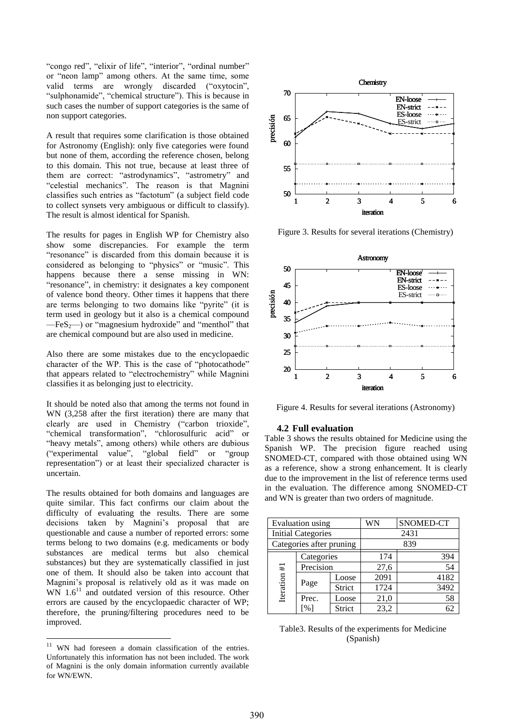"congo red", "elixir of life", "interior", "ordinal number" or "neon lamp" among others. At the same time, some valid terms are wrongly discarded ("oxytocin", "sulphonamide", "chemical structure"). This is because in such cases the number of support categories is the same of non support categories.

A result that requires some clarification is those obtained for Astronomy (English): only five categories were found but none of them, according the reference chosen, belong to this domain. This not true, because at least three of them are correct: "astrodynamics", "astrometry" and "celestial mechanics". The reason is that Magnini classifies such entries as "factotum" (a subject field code to collect synsets very ambiguous or difficult to classify). The result is almost identical for Spanish.

The results for pages in English WP for Chemistry also show some discrepancies. For example the term "resonance" is discarded from this domain because it is considered as belonging to "physics" or "music". This happens because there a sense missing in WN: "resonance", in chemistry: it designates a key component of valence bond theory. Other times it happens that there are terms belonging to two domains like "pyrite" (it is term used in geology but it also is a chemical compound —$FeS_2$—) or "magnesium hydroxide" and "menthol" that are chemical compound but are also used in medicine.

Also there are some mistakes due to the encyclopaedic character of the WP. This is the case of "photocathode" that appears related to "electrochemistry" while Magnini classifies it as belonging just to electricity.

It should be noted also that among the terms not found in WN (3,258 after the first iteration) there are many that clearly are used in Chemistry ("carbon trioxide", "chemical transformation", "chlorosulfuric acid" or "heavy metals", among others) while others are dubious ("experimental value", "global field" or "group representation") or at least their specialized character is uncertain.

The results obtained for both domains and languages are quite similar. This fact confirms our claim about the difficulty of evaluating the results. There are some decisions taken by Magnini's proposal that are questionable and cause a number of reported errors: some terms belong to two domains (e.g. medicaments or body substances are medical terms but also chemical substances) but they are systematically classified in just one of them. It should also be taken into account that Magnini's proposal is relatively old as it was made on WN 1.6[11] and outdated version of this resource. Other errors are caused by the encyclopaedic character of WP; therefore, the pruning/filtering procedures need to be improved.

[11] WN had foreseen a domain classification of the entries. Unfortunately this information has not been included. The work of Magnini is the only domain information currently available for WN/EWN.

Figure 3. Results for several iterations (Chemistry)

Figure 4. Results for several iterations (Astronomy)

### 4.2 Full evaluation

Table 3 shows the results obtained for Medicine using the Spanish WP. The precision figure reached using SNOMED-CT, compared with those obtained using WN as a reference, show a strong enhancement. It is clearly due to the improvement in the list of reference terms used in the evaluation. The difference among SNOMED-CT and WN is greater than two orders of magnitude.

| Evaluation using | | | WN | SNOMED-CT |
|---|---|---|---|---|
| Initial Categories | | | 2431 | |
| Categories after pruning | | | 839 | |
| Iteration #1 | Categories | | 174 | 394 |
| | Precision | | 27,6 | 54 |
| | Page | Loose | 2091 | 4182 |
| | | Strict | 1724 | 3492 |
| | Prec. [%] | Loose | 21,0 | 58 |
| | | Strict | 23,2 | 62 |

Table3. Results of the experiments for Medicine (Spanish)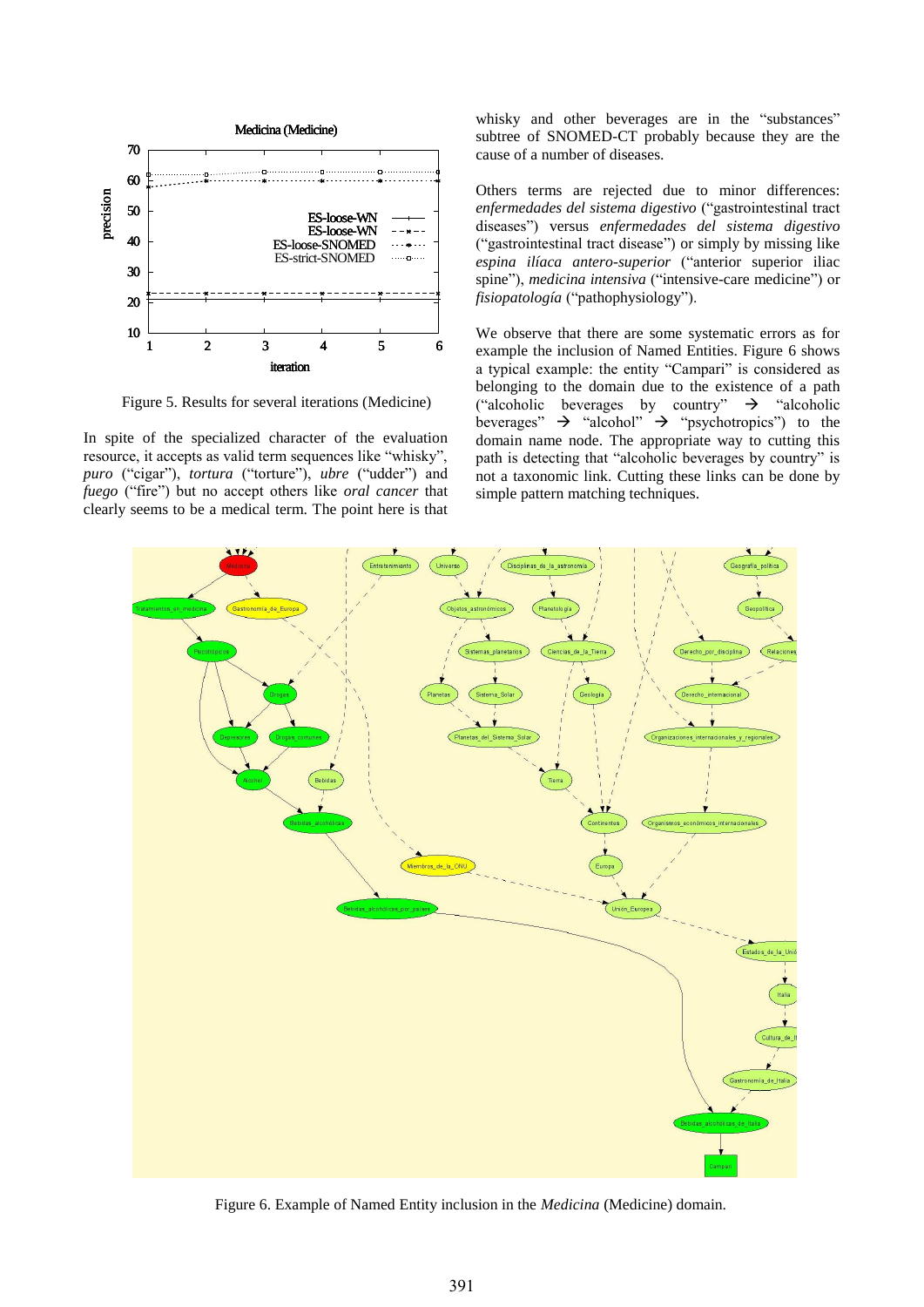Figure 5. Results for several iterations (Medicine)

In spite of the specialized character of the evaluation resource, it accepts as valid term sequences like "whisky", *puro* ("cigar"), *tortura* ("torture"), *ubre* ("udder") and *fuego* ("fire") but no accept others like *oral cancer* that clearly seems to be a medical term. The point here is that whisky and other beverages are in the "substances" subtree of SNOMED-CT probably because they are the cause of a number of diseases.

Others terms are rejected due to minor differences: *enfermedades del sistema digestivo* ("gastrointestinal tract diseases") versus *enfermedades del sistema digestivo* ("gastrointestinal tract disease") or simply by missing like *espina ilíaca antero-superior* ("anterior superior iliac spine"), *medicina intensiva* ("intensive-care medicine") or *fisiopatología* ("pathophysiology").

We observe that there are some systematic errors as for example the inclusion of Named Entities. Figure 6 shows a typical example: the entity "Campari" is considered as belonging to the domain due to the existence of a path ("alcoholic beverages by country" → "alcoholic beverages" → "alcohol" → "psychotropics") to the domain name node. The appropriate way to cutting this path is detecting that "alcoholic beverages by country" is not a taxonomic link. Cutting these links can be done by simple pattern matching techniques.

Figure 6. Example of Named Entity inclusion in the *Medicina* (Medicine) domain.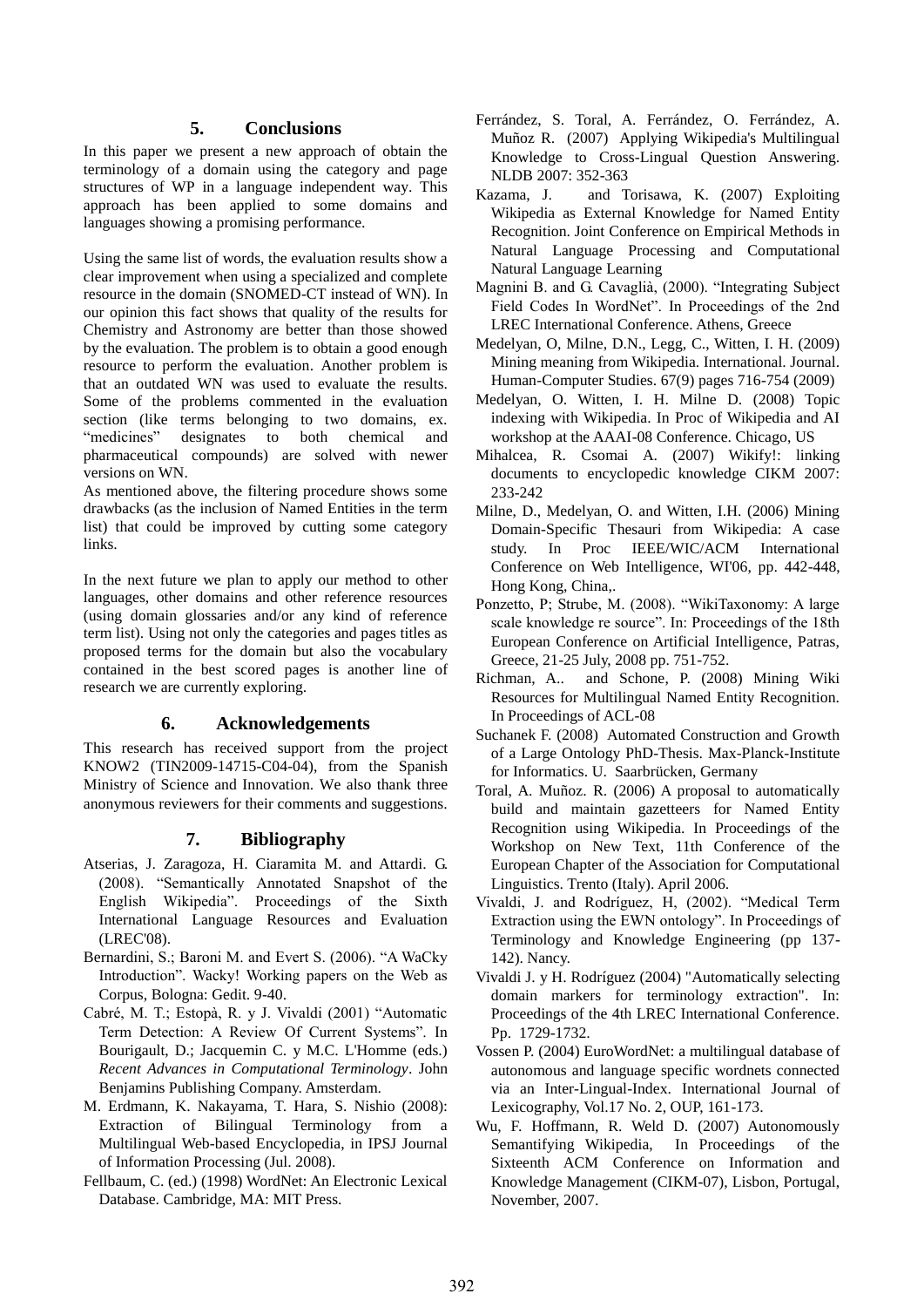## 5. Conclusions

In this paper we present a new approach of obtain the terminology of a domain using the category and page structures of WP in a language independent way. This approach has been applied to some domains and languages showing a promising performance.

Using the same list of words, the evaluation results show a clear improvement when using a specialized and complete resource in the domain (SNOMED-CT instead of WN). In our opinion this fact shows that quality of the results for Chemistry and Astronomy are better than those showed by the evaluation. The problem is to obtain a good enough resource to perform the evaluation. Another problem is that an outdated WN was used to evaluate the results. Some of the problems commented in the evaluation section (like terms belonging to two domains, ex. "medicines" designates to both chemical and pharmaceutical compounds) are solved with newer versions on WN.

As mentioned above, the filtering procedure shows some drawbacks (as the inclusion of Named Entities in the term list) that could be improved by cutting some category links.

In the next future we plan to apply our method to other languages, other domains and other reference resources (using domain glossaries and/or any kind of reference term list). Using not only the categories and pages titles as proposed terms for the domain but also the vocabulary contained in the best scored pages is another line of research we are currently exploring.

## 6. Acknowledgements

This research has received support from the project KNOW2 (TIN2009-14715-C04-04), from the Spanish Ministry of Science and Innovation. We also thank three anonymous reviewers for their comments and suggestions.

## 7. Bibliography

Atserias, J. Zaragoza, H. Ciaramita M. and Attardi. G. (2008). "Semantically Annotated Snapshot of the English Wikipedia". Proceedings of the Sixth International Language Resources and Evaluation (LREC'08).

Bernardini, S.; Baroni M. and Evert S. (2006). "A WaCky Introduction". Wacky! Working papers on the Web as Corpus, Bologna: Gedit. 9-40.

Cabré, M. T.; Estopà, R. y J. Vivaldi (2001) "Automatic Term Detection: A Review Of Current Systems". In Bourigault, D.; Jacquemin C. y M.C. L'Homme (eds.) *Recent Advances in Computational Terminology*. John Benjamins Publishing Company. Amsterdam.

M. Erdmann, K. Nakayama, T. Hara, S. Nishio (2008): Extraction of Bilingual Terminology from a Multilingual Web-based Encyclopedia, in IPSJ Journal of Information Processing (Jul. 2008).

Fellbaum, C. (ed.) (1998) WordNet: An Electronic Lexical Database. Cambridge, MA: MIT Press.

Ferrández, S. Toral, A. Ferrández, O. Ferrández, A. Muñoz R. (2007) Applying Wikipedia's Multilingual Knowledge to Cross-Lingual Question Answering. NLDB 2007: 352-363

Kazama, J. and Torisawa, K. (2007) Exploiting Wikipedia as External Knowledge for Named Entity Recognition. Joint Conference on Empirical Methods in Natural Language Processing and Computational Natural Language Learning

Magnini B. and G. Cavaglià, (2000). "Integrating Subject Field Codes In WordNet". In Proceedings of the 2nd LREC International Conference. Athens, Greece

Medelyan, O, Milne, D.N., Legg, C., Witten, I. H. (2009) Mining meaning from Wikipedia. International. Journal. Human-Computer Studies. 67(9) pages 716-754 (2009)

Medelyan, O. Witten, I. H. Milne D. (2008) Topic indexing with Wikipedia. In Proc of Wikipedia and AI workshop at the AAAI-08 Conference. Chicago, US

Mihalcea, R. Csomai A. (2007) Wikify!: linking documents to encyclopedic knowledge CIKM 2007: 233-242

Milne, D., Medelyan, O. and Witten, I.H. (2006) Mining Domain-Specific Thesauri from Wikipedia: A case study. In Proc IEEE/WIC/ACM International Conference on Web Intelligence, WI'06, pp. 442-448, Hong Kong, China,.

Ponzetto, P; Strube, M. (2008). "WikiTaxonomy: A large scale knowledge re source". In: Proceedings of the 18th European Conference on Artificial Intelligence, Patras, Greece, 21-25 July, 2008 pp. 751-752.

Richman, A.. and Schone, P. (2008) Mining Wiki Resources for Multilingual Named Entity Recognition. In Proceedings of ACL-08

Suchanek F. (2008) Automated Construction and Growth of a Large Ontology PhD-Thesis. Max-Planck-Institute for Informatics. U. Saarbrücken, Germany

Toral, A. Muñoz. R. (2006) A proposal to automatically build and maintain gazetteers for Named Entity Recognition using Wikipedia. In Proceedings of the Workshop on New Text, 11th Conference of the European Chapter of the Association for Computational Linguistics. Trento (Italy). April 2006.

Vivaldi, J. and Rodríguez, H, (2002). "Medical Term Extraction using the EWN ontology". In Proceedings of Terminology and Knowledge Engineering (pp 137-142). Nancy.

Vivaldi J. y H. Rodríguez (2004) "Automatically selecting domain markers for terminology extraction". In: Proceedings of the 4th LREC International Conference. Pp. 1729-1732.

Vossen P. (2004) EuroWordNet: a multilingual database of autonomous and language specific wordnets connected via an Inter-Lingual-Index. International Journal of Lexicography, Vol.17 No. 2, OUP, 161-173.

Wu, F. Hoffmann, R. Weld D. (2007) Autonomously Semantifying Wikipedia, In Proceedings of the Sixteenth ACM Conference on Information and Knowledge Management (CIKM-07), Lisbon, Portugal, November, 2007.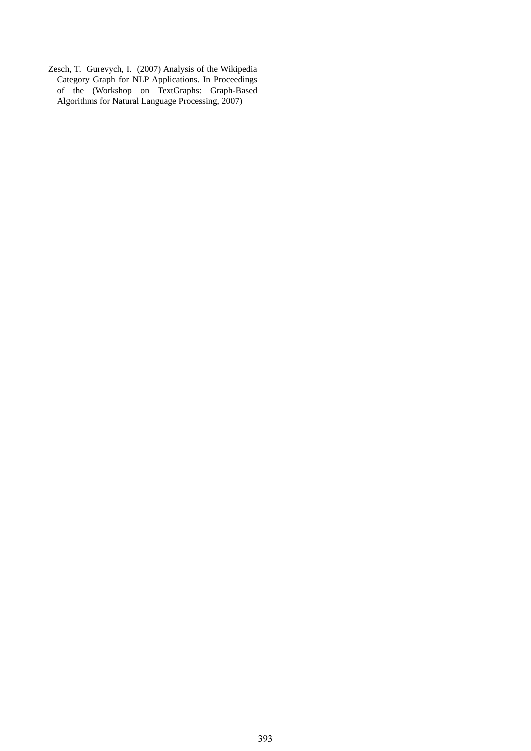Zesch, T. Gurevych, I. (2007) Analysis of the Wikipedia Category Graph for NLP Applications. In Proceedings of the (Workshop on TextGraphs: Graph-Based Algorithms for Natural Language Processing, 2007)